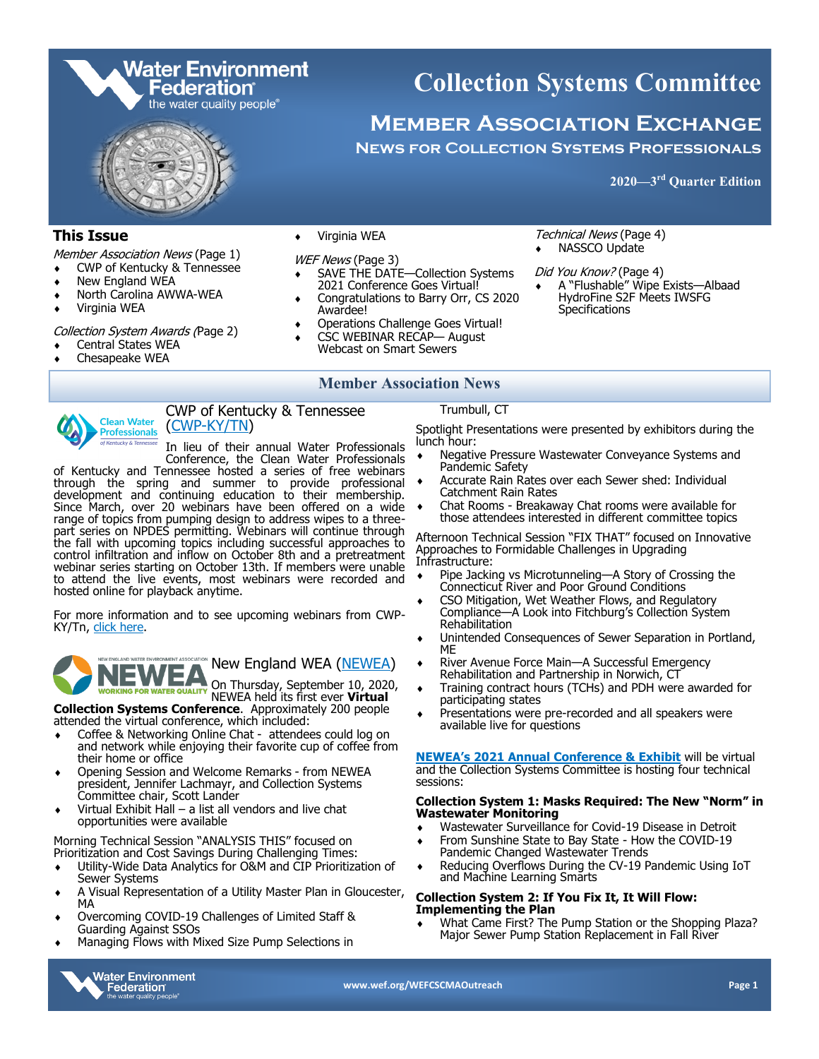# Collection Systems Committee

## Member Association Exchange

### News for Collection Systems Professionals

**2020—3rd Quarter Edition**

## This Issue

*Member Association News* (Page 1)
- CWP of Kentucky & Tennessee
- New England WEA
- North Carolina AWWA-WEA
- Virginia WEA

*Collection System Awards* (Page 2)
- Central States WEA
- Chesapeake WEA
- Virginia WEA

*WEF News* (Page 3)
- SAVE THE DATE—Collection Systems 2021 Conference Goes Virtual!
- Congratulations to Barry Orr, CS 2020 Awardee!
- Operations Challenge Goes Virtual!
- CSC WEBINAR RECAP— August Webcast on Smart Sewers

*Technical News* (Page 4)
- NASSCO Update

*Did You Know?* (Page 4)
- A "Flushable" Wipe Exists—Albaad HydroFine S2F Meets IWSFG Specifications

## Member Association News

### CWP of Kentucky & Tennessee (CWP-KY/TN)

In lieu of their annual Water Professionals Conference, the Clean Water Professionals of Kentucky and Tennessee hosted a series of free webinars through the spring and summer to provide professional development and continuing education to their membership. Since March, over 20 webinars have been offered on a wide range of topics from pumping design to address wipes to a three-part series on NPDES permitting. Webinars will continue through the fall with upcoming topics including successful approaches to control infiltration and inflow on October 8th and a pretreatment webinar series starting on October 13th. If members were unable to attend the live events, most webinars were recorded and hosted online for playback anytime.

For more information and to see upcoming webinars from CWP-KY/Tn, click here.

### New England WEA (NEWEA)

On Thursday, September 10, 2020, NEWEA held its first ever **Virtual Collection Systems Conference**. Approximately 200 people attended the virtual conference, which included:

- Coffee & Networking Online Chat - attendees could log on and network while enjoying their favorite cup of coffee from their home or office
- Opening Session and Welcome Remarks - from NEWEA president, Jennifer Lachmayr, and Collection Systems Committee chair, Scott Lander
- Virtual Exhibit Hall – a list all vendors and live chat opportunities were available

Morning Technical Session "ANALYSIS THIS" focused on Prioritization and Cost Savings During Challenging Times:

- Utility-Wide Data Analytics for O&M and CIP Prioritization of Sewer Systems
- A Visual Representation of a Utility Master Plan in Gloucester, MA
- Overcoming COVID-19 Challenges of Limited Staff & Guarding Against SSOs
- Managing Flows with Mixed Size Pump Selections in Trumbull, CT

Spotlight Presentations were presented by exhibitors during the lunch hour:

- Negative Pressure Wastewater Conveyance Systems and Pandemic Safety
- Accurate Rain Rates over each Sewer shed: Individual Catchment Rain Rates
- Chat Rooms - Breakaway Chat rooms were available for those attendees interested in different committee topics

Afternoon Technical Session "FIX THAT" focused on Innovative Approaches to Formidable Challenges in Upgrading Infrastructure:

- Pipe Jacking vs Microtunneling—A Story of Crossing the Connecticut River and Poor Ground Conditions
- CSO Mitigation, Wet Weather Flows, and Regulatory Compliance—A Look into Fitchburg's Collection System Rehabilitation
- Unintended Consequences of Sewer Separation in Portland, ME
- River Avenue Force Main—A Successful Emergency Rehabilitation and Partnership in Norwich, CT
- Training contract hours (TCHs) and PDH were awarded for participating states
- Presentations were pre-recorded and all speakers were available live for questions

**NEWEA's 2021 Annual Conference & Exhibit** will be virtual and the Collection Systems Committee is hosting four technical sessions:

**Collection System 1: Masks Required: The New "Norm" in Wastewater Monitoring**

- Wastewater Surveillance for Covid-19 Disease in Detroit
- From Sunshine State to Bay State - How the COVID-19 Pandemic Changed Wastewater Trends
- Reducing Overflows During the CV-19 Pandemic Using IoT and Machine Learning Smarts

**Collection System 2: If You Fix It, It Will Flow: Implementing the Plan**

- What Came First? The Pump Station or the Shopping Plaza? Major Sewer Pump Station Replacement in Fall River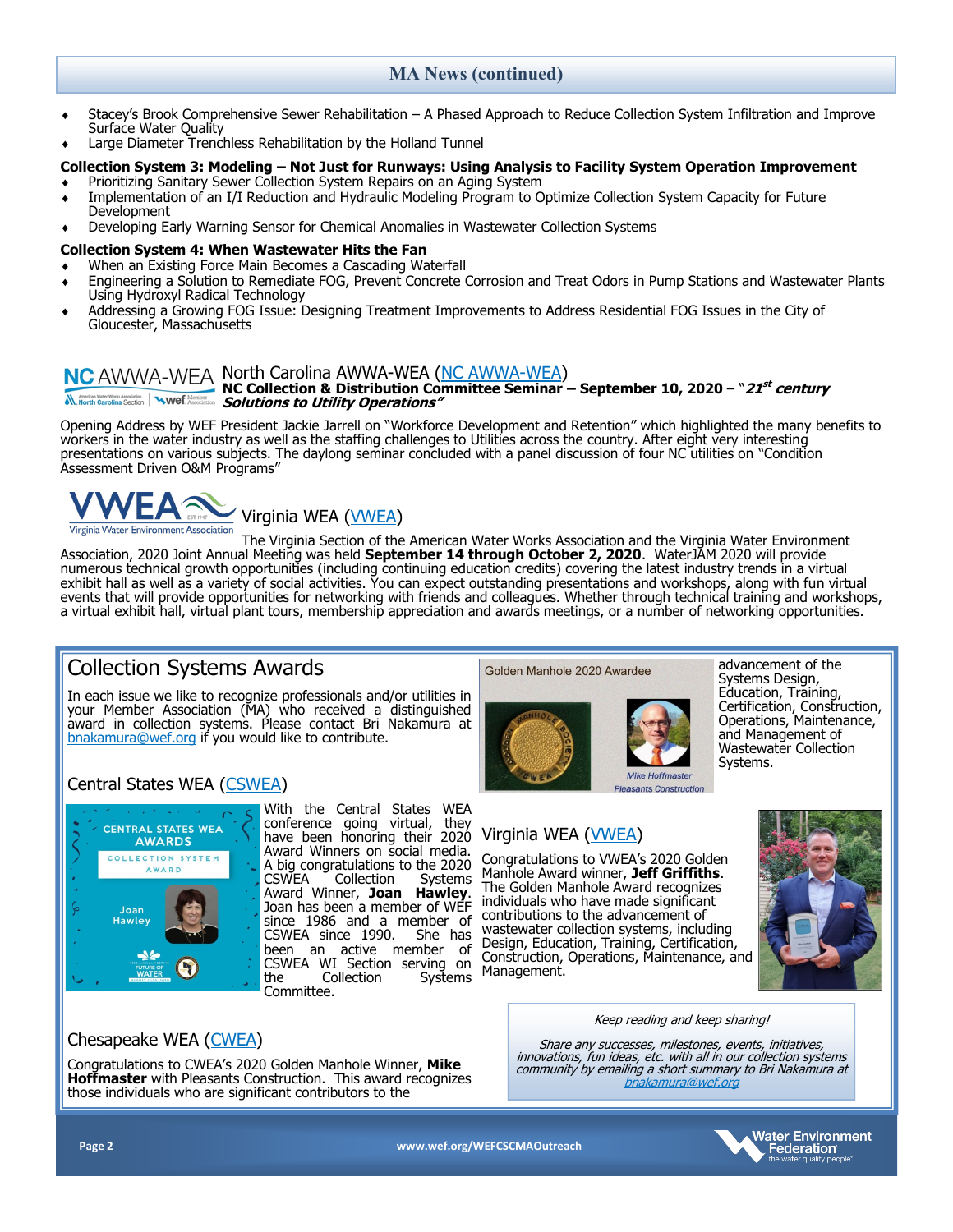## MA News (continued)

- Stacey's Brook Comprehensive Sewer Rehabilitation – A Phased Approach to Reduce Collection System Infiltration and Improve Surface Water Quality
- Large Diameter Trenchless Rehabilitation by the Holland Tunnel

**Collection System 3: Modeling – Not Just for Runways: Using Analysis to Facility System Operation Improvement**

- Prioritizing Sanitary Sewer Collection System Repairs on an Aging System
- Implementation of an I/I Reduction and Hydraulic Modeling Program to Optimize Collection System Capacity for Future Development
- Developing Early Warning Sensor for Chemical Anomalies in Wastewater Collection Systems

**Collection System 4: When Wastewater Hits the Fan**

- When an Existing Force Main Becomes a Cascading Waterfall
- Engineering a Solution to Remediate FOG, Prevent Concrete Corrosion and Treat Odors in Pump Stations and Wastewater Plants Using Hydroxyl Radical Technology
- Addressing a Growing FOG Issue: Designing Treatment Improvements to Address Residential FOG Issues in the City of Gloucester, Massachusetts

### North Carolina AWWA-WEA (NC AWWA-WEA)

**NC Collection & Distribution Committee Seminar – September 10, 2020** – "***21st century Solutions to Utility Operations***"

Opening Address by WEF President Jackie Jarrell on "Workforce Development and Retention" which highlighted the many benefits to workers in the water industry as well as the staffing challenges to Utilities across the country. After eight very interesting presentations on various subjects. The daylong seminar concluded with a panel discussion of four NC utilities on "Condition Assessment Driven O&M Programs"

### Virginia WEA (VWEA)

The Virginia Section of the American Water Works Association and the Virginia Water Environment Association, 2020 Joint Annual Meeting was held **September 14 through October 2, 2020**. WaterJAM 2020 will provide numerous technical growth opportunities (including continuing education credits) covering the latest industry trends in a virtual exhibit hall as well as a variety of social activities. You can expect outstanding presentations and workshops, along with fun virtual events that will provide opportunities for networking with friends and colleagues. Whether through technical training and workshops, a virtual exhibit hall, virtual plant tours, membership appreciation and awards meetings, or a number of networking opportunities.

## Collection Systems Awards

In each issue we like to recognize professionals and/or utilities in your Member Association (MA) who received a distinguished award in collection systems. Please contact Bri Nakamura at bnakamura@wef.org if you would like to contribute.

### Central States WEA (CSWEA)

With the Central States WEA conference going virtual, they have been honoring their 2020 Award Winners on social media. A big congratulations to the 2020 CSWEA Collection Systems Award Winner, **Joan Hawley**. Joan has been a member of WEF since 1986 and a member of CSWEA since 1990. She has been an active member of CSWEA WI Section serving on the Collection Systems Committee.

### Chesapeake WEA (CWEA)

Congratulations to CWEA's 2020 Golden Manhole Winner, **Mike Hoffmaster** with Pleasants Construction. This award recognizes those individuals who are significant contributors to the advancement of the Systems Design, Education, Training, Certification, Construction, Operations, Maintenance, and Management of Wastewater Collection Systems.

Golden Manhole 2020 Awardee

Mike Hoffmaster
Pleasants Construction

### Virginia WEA (VWEA)

Congratulations to VWEA's 2020 Golden Manhole Award winner, **Jeff Griffiths**. The Golden Manhole Award recognizes individuals who have made significant contributions to the advancement of wastewater collection systems, including Design, Education, Training, Certification, Construction, Operations, Maintenance, and Management.

*Keep reading and keep sharing!*

*Share any successes, milestones, events, initiatives, innovations, fun ideas, etc. with all in our collection systems community by emailing a short summary to Bri Nakamura at bnakamura@wef.org*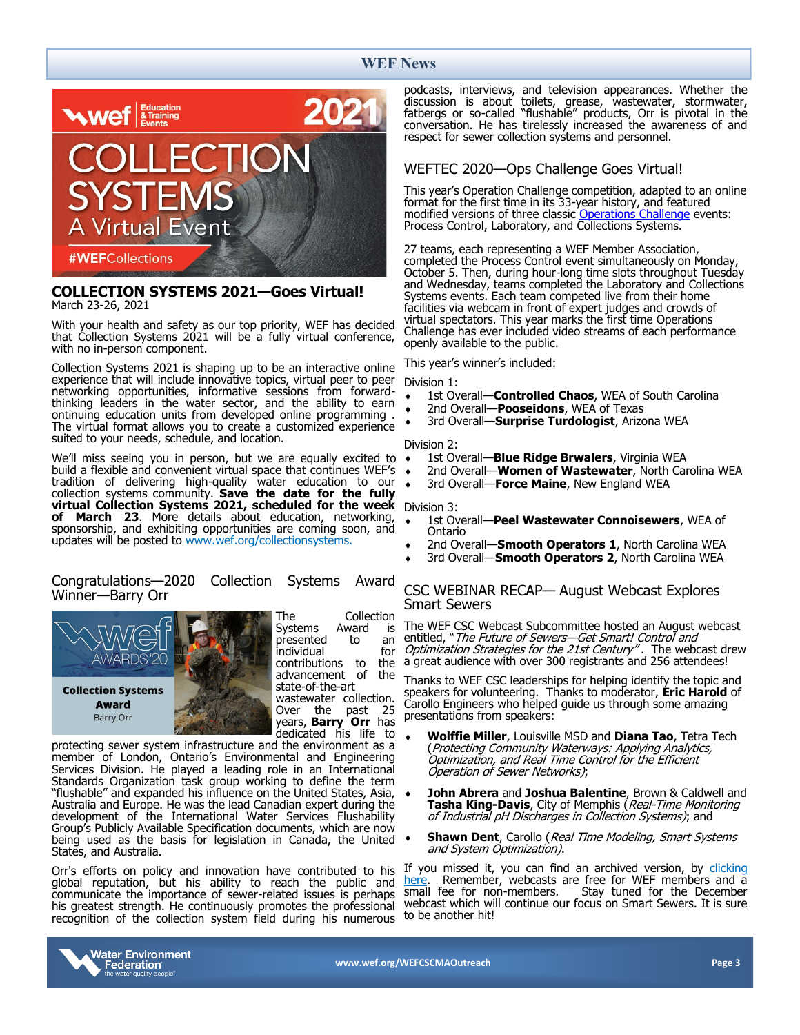## COLLECTION SYSTEMS 2021—Goes Virtual!

March 23-26, 2021

With your health and safety as our top priority, WEF has decided that Collection Systems 2021 will be a fully virtual conference, with no in-person component.

Collection Systems 2021 is shaping up to be an interactive online experience that will include innovative topics, virtual peer to peer networking opportunities, informative sessions from forward-thinking leaders in the water sector, and the ability to earn ontinuing education units from developed online programming . The virtual format allows you to create a customized experience suited to your needs, schedule, and location.

We'll miss seeing you in person, but we are equally excited to build a flexible and convenient virtual space that continues WEF's tradition of delivering high-quality water education to our collection systems community. **Save the date for the fully virtual Collection Systems 2021, scheduled for the week of March 23**. More details about education, networking, sponsorship, and exhibiting opportunities are coming soon, and updates will be posted to www.wef.org/collectionsystems.

## Congratulations—2020 Collection Systems Award Winner—Barry Orr

The Collection Systems Award is presented to an individual for contributions to the advancement of the state-of-the-art wastewater collection. Over the past 25 years, **Barry Orr** has dedicated his life to protecting sewer system infrastructure and the environment as a member of London, Ontario's Environmental and Engineering Services Division. He played a leading role in an International Standards Organization task group working to define the term "flushable" and expanded his influence on the United States, Asia, Australia and Europe. He was the lead Canadian expert during the development of the International Water Services Flushability Group's Publicly Available Specification documents, which are now being used as the basis for legislation in Canada, the United States, and Australia.

Orr's efforts on policy and innovation have contributed to his global reputation, but his ability to reach the public and communicate the importance of sewer-related issues is perhaps his greatest strength. He continuously promotes the professional recognition of the collection system field during his numerous podcasts, interviews, and television appearances. Whether the discussion is about toilets, grease, wastewater, stormwater, fatbergs or so-called "flushable" products, Orr is pivotal in the conversation. He has tirelessly increased the awareness of and respect for sewer collection systems and personnel.

## WEFTEC 2020—Ops Challenge Goes Virtual!

This year's Operation Challenge competition, adapted to an online format for the first time in its 33-year history, and featured modified versions of three classic Operations Challenge events: Process Control, Laboratory, and Collections Systems.

27 teams, each representing a WEF Member Association, completed the Process Control event simultaneously on Monday, October 5. Then, during hour-long time slots throughout Tuesday and Wednesday, teams completed the Laboratory and Collections Systems events. Each team competed live from their home facilities via webcam in front of expert judges and crowds of virtual spectators. This year marks the first time Operations Challenge has ever included video streams of each performance openly available to the public.

This year's winner's included:

Division 1:

- 1st Overall—**Controlled Chaos**, WEA of South Carolina
- 2nd Overall—**Pooseidons**, WEA of Texas
- 3rd Overall—**Surprise Turdologist**, Arizona WEA

Division 2:

- 1st Overall—**Blue Ridge Brwalers**, Virginia WEA
- 2nd Overall—**Women of Wastewater**, North Carolina WEA
- 3rd Overall—**Force Maine**, New England WEA

Division 3:

- 1st Overall—**Peel Wastewater Connoisewers**, WEA of Ontario
- 2nd Overall—**Smooth Operators 1**, North Carolina WEA
- 3rd Overall—**Smooth Operators 2**, North Carolina WEA

## CSC WEBINAR RECAP— August Webcast Explores Smart Sewers

The WEF CSC Webcast Subcommittee hosted an August webcast entitled, "*The Future of Sewers—Get Smart! Control and Optimization Strategies for the 21st Century*". The webcast drew a great audience with over 300 registrants and 256 attendees!

Thanks to WEF CSC leaderships for helping identify the topic and speakers for volunteering. Thanks to moderator, **Eric Harold** of Carollo Engineers who helped guide us through some amazing presentations from speakers:

- **Wolffie Miller**, Louisville MSD and **Diana Tao**, Tetra Tech (*Protecting Community Waterways: Applying Analytics, Optimization, and Real Time Control for the Efficient Operation of Sewer Networks*);
- **John Abrera** and **Joshua Balentine**, Brown & Caldwell and **Tasha King-Davis**, City of Memphis (*Real-Time Monitoring of Industrial pH Discharges in Collection Systems*); and
- **Shawn Dent**, Carollo (*Real Time Modeling, Smart Systems and System Optimization*).

If you missed it, you can find an archived version, by clicking here. Remember, webcasts are free for WEF members and a small fee for non-members. Stay tuned for the December webcast which will continue our focus on Smart Sewers. It is sure to be another hit!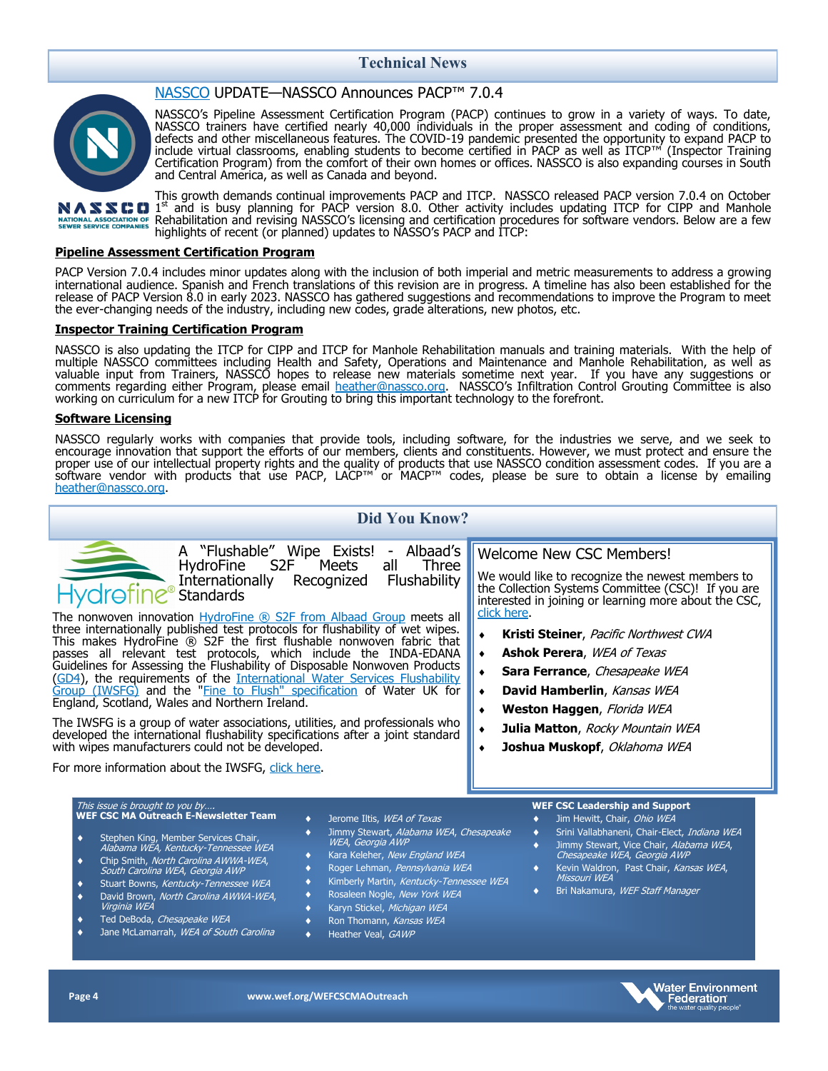## Technical News

### NASSCO UPDATE—NASSCO Announces PACP™ 7.0.4

NASSCO's Pipeline Assessment Certification Program (PACP) continues to grow in a variety of ways. To date, NASSCO trainers have certified nearly 40,000 individuals in the proper assessment and coding of conditions, defects and other miscellaneous features. The COVID-19 pandemic presented the opportunity to expand PACP to include virtual classrooms, enabling students to become certified in PACP as well as ITCP™ (Inspector Training Certification Program) from the comfort of their own homes or offices. NASSCO is also expanding courses in South and Central America, as well as Canada and beyond.

This growth demands continual improvements PACP and ITCP. NASSCO released PACP version 7.0.4 on October 1st and is busy planning for PACP version 8.0. Other activity includes updating ITCP for CIPP and Manhole Rehabilitation and revising NASSCO's licensing and certification procedures for software vendors. Below are a few highlights of recent (or planned) updates to NASSO's PACP and ITCP:

**Pipeline Assessment Certification Program**

PACP Version 7.0.4 includes minor updates along with the inclusion of both imperial and metric measurements to address a growing international audience. Spanish and French translations of this revision are in progress. A timeline has also been established for the release of PACP Version 8.0 in early 2023. NASSCO has gathered suggestions and recommendations to improve the Program to meet the ever-changing needs of the industry, including new codes, grade alterations, new photos, etc.

**Inspector Training Certification Program**

NASSCO is also updating the ITCP for CIPP and ITCP for Manhole Rehabilitation manuals and training materials. With the help of multiple NASSCO committees including Health and Safety, Operations and Maintenance and Manhole Rehabilitation, as well as valuable input from Trainers, NASSCO hopes to release new materials sometime next year. If you have any suggestions or comments regarding either Program, please email heather@nassco.org. NASSCO's Infiltration Control Grouting Committee is also working on curriculum for a new ITCP for Grouting to bring this important technology to the forefront.

**Software Licensing**

NASSCO regularly works with companies that provide tools, including software, for the industries we serve, and we seek to encourage innovation that support the efforts of our members, clients and constituents. However, we must protect and ensure the proper use of our intellectual property rights and the quality of products that use NASSCO condition assessment codes. If you are a software vendor with products that use PACP, LACP™ or MACP™ codes, please be sure to obtain a license by emailing heather@nassco.org.

## Did You Know?

### A "Flushable" Wipe Exists! - Albaad's HydroFine S2F Meets all Three Internationally Recognized Flushability Standards

The nonwoven innovation HydroFine ® S2F from Albaad Group meets all three internationally published test protocols for flushability of wet wipes. This makes HydroFine ® S2F the first flushable nonwoven fabric that passes all relevant test protocols, which include the INDA-EDANA Guidelines for Assessing the Flushability of Disposable Nonwoven Products (GD4), the requirements of the International Water Services Flushability Group (IWSFG) and the "Fine to Flush" specification of Water UK for England, Scotland, Wales and Northern Ireland.

The IWSFG is a group of water associations, utilities, and professionals who developed the international flushability specifications after a joint standard with wipes manufacturers could not be developed.

For more information about the IWSFG, click here.

### Welcome New CSC Members!

We would like to recognize the newest members to the Collection Systems Committee (CSC)! If you are interested in joining or learning more about the CSC, click here.

- **Kristi Steiner**, *Pacific Northwest CWA*
- **Ashok Perera**, *WEA of Texas*
- **Sara Ferrance**, *Chesapeake WEA*
- **David Hamberlin**, *Kansas WEA*
- **Weston Haggen**, *Florida WEA*
- **Julia Matton**, *Rocky Mountain WEA*
- **Joshua Muskopf**, *Oklahoma WEA*

*This issue is brought to you by….*
**WEF CSC MA Outreach E-Newsletter Team**

- Stephen King, Member Services Chair, *Alabama WEA, Kentucky-Tennessee WEA*
- Chip Smith, *North Carolina AWWA-WEA, South Carolina WEA, Georgia AWP*
- Stuart Bowns, *Kentucky-Tennessee WEA*
- David Brown, *North Carolina AWWA-WEA, Virginia WEA*
- Ted DeBoda, *Chesapeake WEA*
- Jane McLamarrah, *WEA of South Carolina*
- Jerome Iltis, *WEA of Texas*
- Jimmy Stewart, *Alabama WEA, Chesapeake WEA, Georgia AWP*
- Kara Keleher, *New England WEA*
- Roger Lehman, *Pennsylvania WEA*
- Kimberly Martin, *Kentucky-Tennessee WEA*
- Rosaleen Nogle, *New York WEA*
- Karyn Stickel, *Michigan WEA*
- Ron Thomann, *Kansas WEA*
- Heather Veal, *GAWP*

**WEF CSC Leadership and Support**

- Jim Hewitt, Chair, *Ohio WEA*
- Srini Vallabhaneni, Chair-Elect, *Indiana WEA*
- Jimmy Stewart, Vice Chair, *Alabama WEA, Chesapeake WEA, Georgia AWP*
- Kevin Waldron, Past Chair, *Kansas WEA, Missouri WEA*
- Bri Nakamura, *WEF Staff Manager*

www.wef.org/WEFCSCMAOutreach